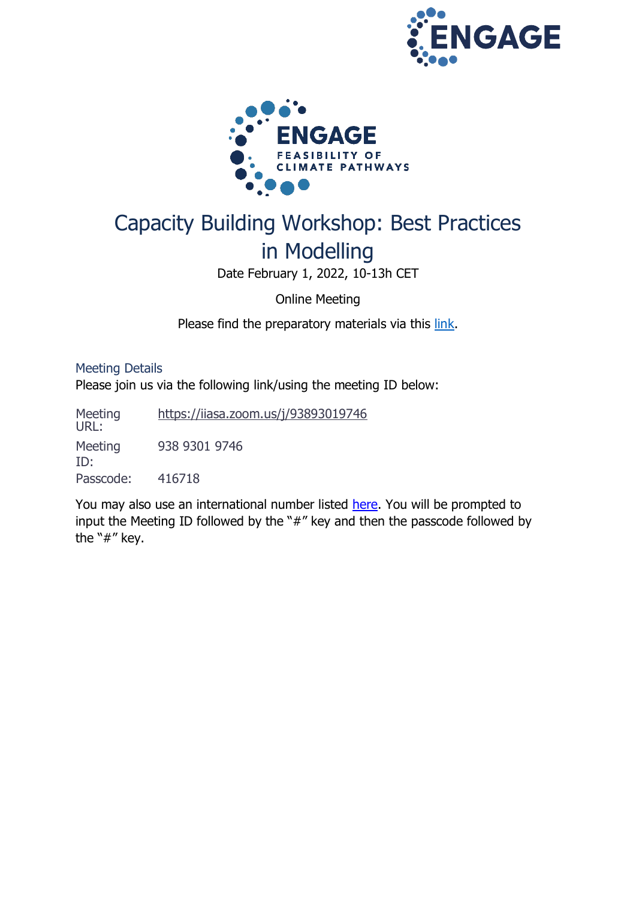# Capacity Building Workshop: Best Practices in Modelling

Date February 1, 2022, 10-13h CET

Online Meeting

Please find the preparatory materials via this link.

## Meeting Details

Please join us via the following link/using the meeting ID below:

| | |
|---|---|
| Meeting URL: | https://iiasa.zoom.us/j/93893019746 |
| Meeting ID: | 938 9301 9746 |
| Passcode: | 416718 |

You may also use an international number listed here. You will be prompted to input the Meeting ID followed by the "#" key and then the passcode followed by the "#" key.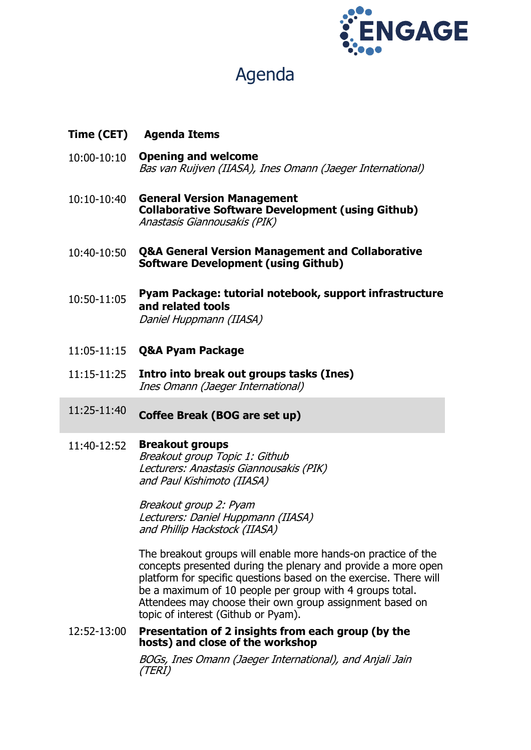# Agenda

| Time (CET) | Agenda Items |
|---|---|
| 10:00-10:10 | **Opening and welcome**<br>*Bas van Ruijven (IIASA), Ines Omann (Jaeger International)* |
| 10:10-10:40 | **General Version Management**<br>**Collaborative Software Development (using Github)**<br>*Anastasis Giannousakis (PIK)* |
| 10:40-10:50 | **Q&A General Version Management and Collaborative Software Development (using Github)** |
| 10:50-11:05 | **Pyam Package: tutorial notebook, support infrastructure and related tools**<br>*Daniel Huppmann (IIASA)* |
| 11:05-11:15 | **Q&A Pyam Package** |
| 11:15-11:25 | **Intro into break out groups tasks (Ines)**<br>*Ines Omann (Jaeger International)* |
| 11:25-11:40 | **Coffee Break (BOG are set up)** |
| 11:40-12:52 | **Breakout groups**<br>*Breakout group Topic 1: Github*<br>*Lecturers: Anastasis Giannousakis (PIK)*<br>*and Paul Kishimoto (IIASA)*<br><br>*Breakout group 2: Pyam*<br>*Lecturers: Daniel Huppmann (IIASA)*<br>*and Phillip Hackstock (IIASA)*<br><br>The breakout groups will enable more hands-on practice of the concepts presented during the plenary and provide a more open platform for specific questions based on the exercise. There will be a maximum of 10 people per group with 4 groups total. Attendees may choose their own group assignment based on topic of interest (Github or Pyam). |
| 12:52-13:00 | **Presentation of 2 insights from each group (by the hosts) and close of the workshop**<br>*BOGs, Ines Omann (Jaeger International), and Anjali Jain (TERI)* |